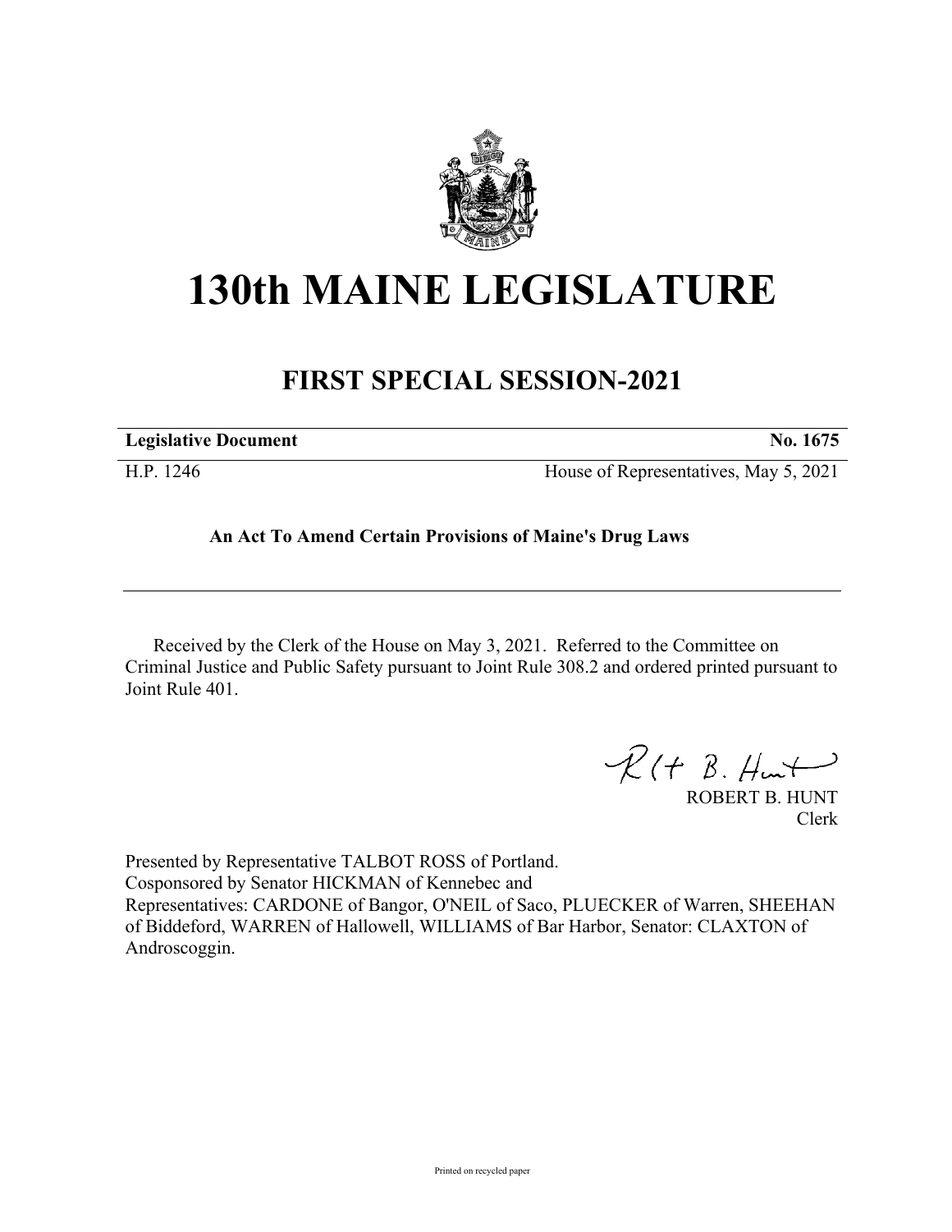# 130th MAINE LEGISLATURE

## FIRST SPECIAL SESSION-2021

| **Legislative Document** | **No. 1675** |
|---|---|
| H.P. 1246 | House of Representatives, May 5, 2021 |

**An Act To Amend Certain Provisions of Maine's Drug Laws**

---

Received by the Clerk of the House on May 3, 2021. Referred to the Committee on Criminal Justice and Public Safety pursuant to Joint Rule 308.2 and ordered printed pursuant to Joint Rule 401.

ROBERT B. HUNT
Clerk

Presented by Representative TALBOT ROSS of Portland.
Cosponsored by Senator HICKMAN of Kennebec and
Representatives: CARDONE of Bangor, O'NEIL of Saco, PLUECKER of Warren, SHEEHAN of Biddeford, WARREN of Hallowell, WILLIAMS of Bar Harbor, Senator: CLAXTON of Androscoggin.

Printed on recycled paper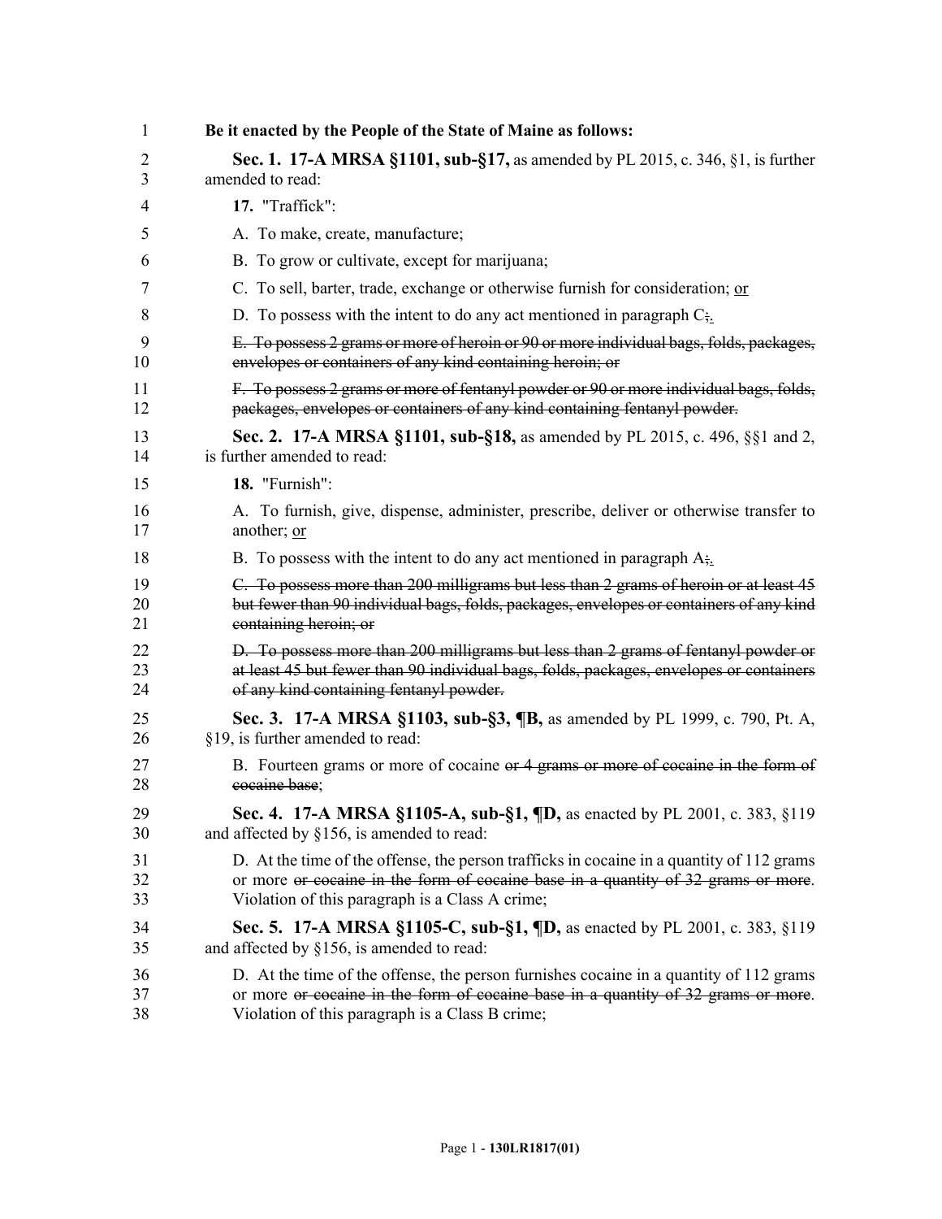**Be it enacted by the People of the State of Maine as follows:**

**Sec. 1. 17-A MRSA §1101, sub-§17,** as amended by PL 2015, c. 346, §1, is further amended to read:

**17.** "Traffic":

A. To make, create, manufacture;

B. To grow or cultivate, except for marijuana;

C. To sell, barter, trade, exchange or otherwise furnish for consideration; <u>or</u>

D. To possess with the intent to do any act mentioned in paragraph C~~;~~<u>.</u>

~~E. To possess 2 grams or more of heroin or 90 or more individual bags, folds, packages, envelopes or containers of any kind containing heroin; or~~

~~F. To possess 2 grams or more of fentanyl powder or 90 or more individual bags, folds, packages, envelopes or containers of any kind containing fentanyl powder.~~

**Sec. 2. 17-A MRSA §1101, sub-§18,** as amended by PL 2015, c. 496, §§1 and 2, is further amended to read:

**18.** "Furnish":

A. To furnish, give, dispense, administer, prescribe, deliver or otherwise transfer to another; <u>or</u>

B. To possess with the intent to do any act mentioned in paragraph A~~;~~<u>.</u>

~~C. To possess more than 200 milligrams but less than 2 grams of heroin or at least 45 but fewer than 90 individual bags, folds, packages, envelopes or containers of any kind containing heroin; or~~

~~D. To possess more than 200 milligrams but less than 2 grams of fentanyl powder or at least 45 but fewer than 90 individual bags, folds, packages, envelopes or containers of any kind containing fentanyl powder.~~

**Sec. 3. 17-A MRSA §1103, sub-§3, ¶B,** as amended by PL 1999, c. 790, Pt. A, §19, is further amended to read:

B. Fourteen grams or more of cocaine ~~or 4 grams or more of cocaine in the form of cocaine base~~;

**Sec. 4. 17-A MRSA §1105-A, sub-§1, ¶D,** as enacted by PL 2001, c. 383, §119 and affected by §156, is amended to read:

D. At the time of the offense, the person trafficks in cocaine in a quantity of 112 grams or more ~~or cocaine in the form of cocaine base in a quantity of 32 grams or more~~. Violation of this paragraph is a Class A crime;

**Sec. 5. 17-A MRSA §1105-C, sub-§1, ¶D,** as enacted by PL 2001, c. 383, §119 and affected by §156, is amended to read:

D. At the time of the offense, the person furnishes cocaine in a quantity of 112 grams or more ~~or cocaine in the form of cocaine base in a quantity of 32 grams or more~~. Violation of this paragraph is a Class B crime;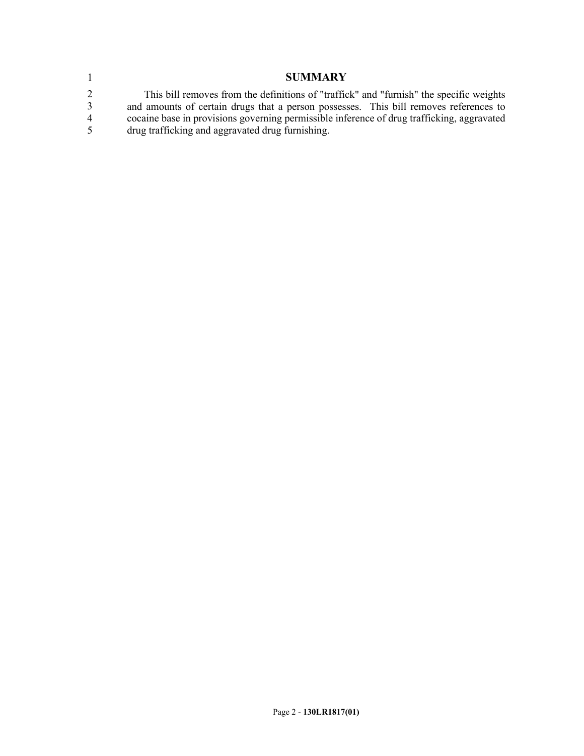## SUMMARY

This bill removes from the definitions of "traffick" and "furnish" the specific weights and amounts of certain drugs that a person possesses. This bill removes references to cocaine base in provisions governing permissible inference of drug trafficking, aggravated drug trafficking and aggravated drug furnishing.